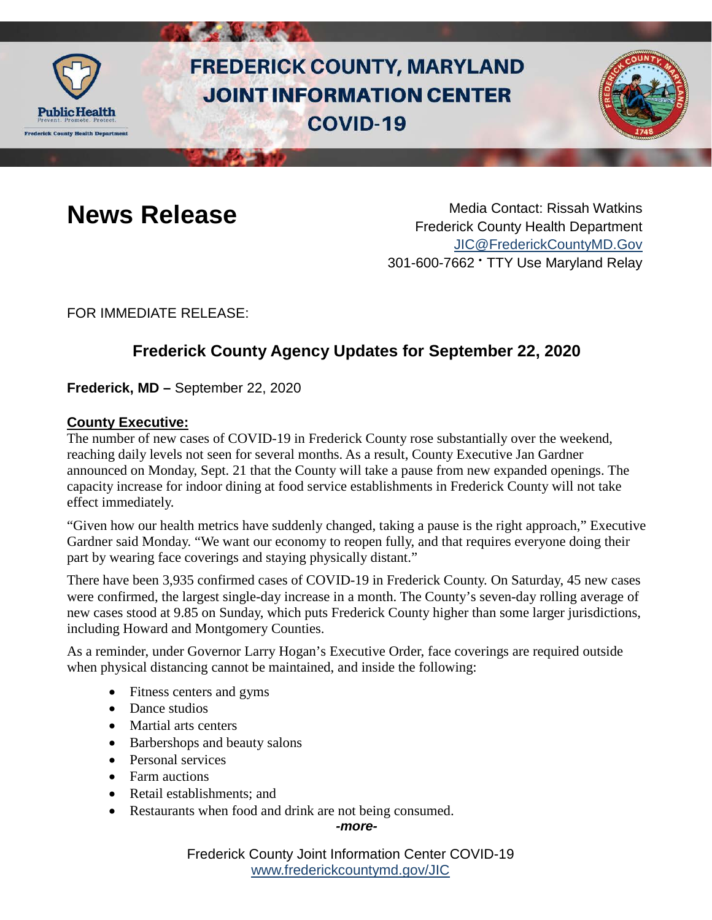# FREDERICK COUNTY, MARYLAND JOINT INFORMATION CENTER COVID-19

## News Release

Media Contact: Rissah Watkins
Frederick County Health Department
JIC@FrederickCountyMD.Gov
301-600-7662 • TTY Use Maryland Relay

FOR IMMEDIATE RELEASE:

### Frederick County Agency Updates for September 22, 2020

**Frederick, MD –** September 22, 2020

**County Executive:**

The number of new cases of COVID-19 in Frederick County rose substantially over the weekend, reaching daily levels not seen for several months. As a result, County Executive Jan Gardner announced on Monday, Sept. 21 that the County will take a pause from new expanded openings. The capacity increase for indoor dining at food service establishments in Frederick County will not take effect immediately.

"Given how our health metrics have suddenly changed, taking a pause is the right approach," Executive Gardner said Monday. "We want our economy to reopen fully, and that requires everyone doing their part by wearing face coverings and staying physically distant."

There have been 3,935 confirmed cases of COVID-19 in Frederick County. On Saturday, 45 new cases were confirmed, the largest single-day increase in a month. The County's seven-day rolling average of new cases stood at 9.85 on Sunday, which puts Frederick County higher than some larger jurisdictions, including Howard and Montgomery Counties.

As a reminder, under Governor Larry Hogan's Executive Order, face coverings are required outside when physical distancing cannot be maintained, and inside the following:

- Fitness centers and gyms
- Dance studios
- Martial arts centers
- Barbershops and beauty salons
- Personal services
- Farm auctions
- Retail establishments; and
- Restaurants when food and drink are not being consumed.

***-more-***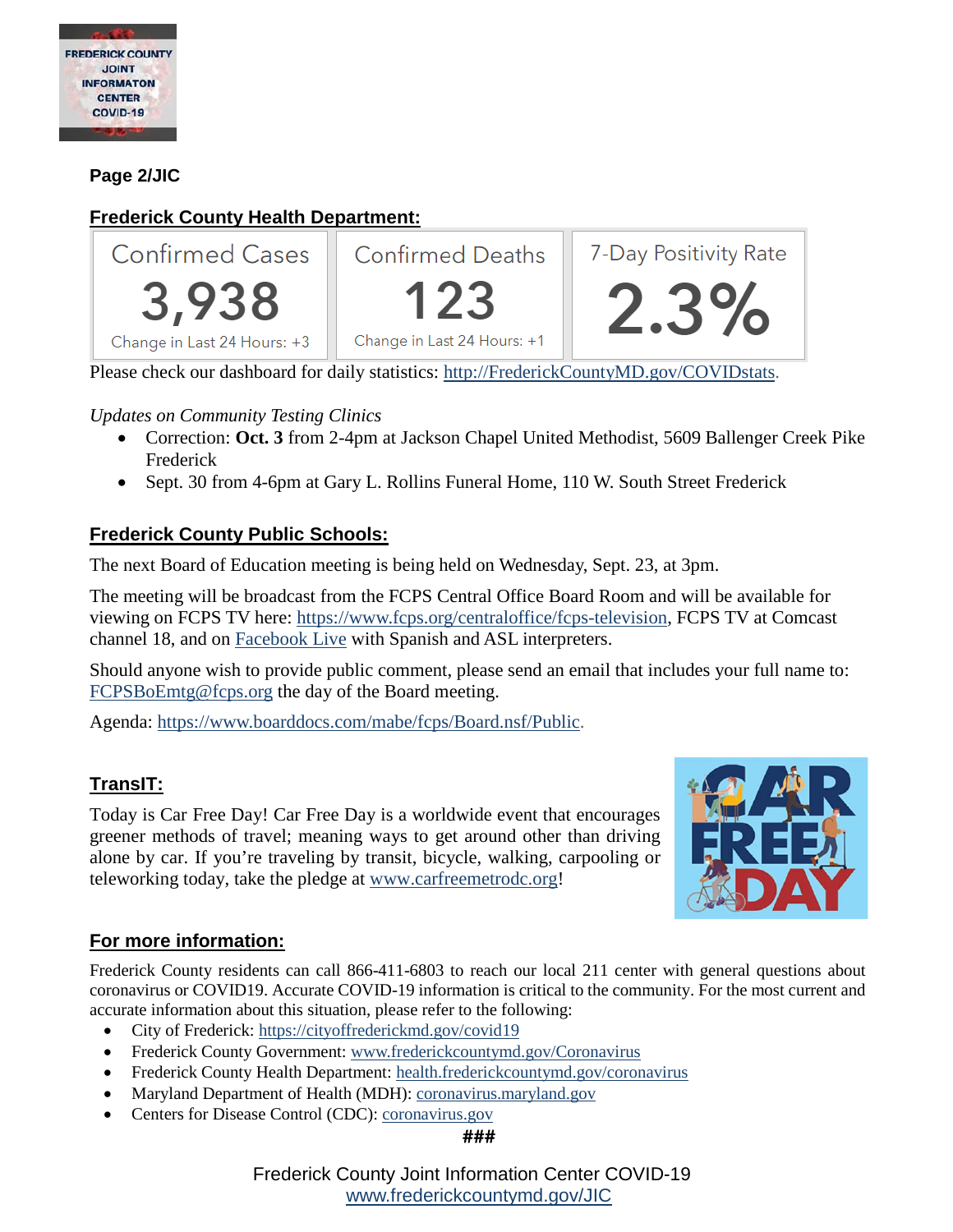**Page 2/JIC**

## Frederick County Health Department:

| Confirmed Cases | Confirmed Deaths | 7-Day Positivity Rate |
|---|---|---|
| 3,938 | 123 | 2.3% |
| Change in Last 24 Hours: +3 | Change in Last 24 Hours: +1 | |

Please check our dashboard for daily statistics: http://FrederickCountyMD.gov/COVIDstats.

*Updates on Community Testing Clinics*

- Correction: **Oct. 3** from 2-4pm at Jackson Chapel United Methodist, 5609 Ballenger Creek Pike Frederick
- Sept. 30 from 4-6pm at Gary L. Rollins Funeral Home, 110 W. South Street Frederick

## Frederick County Public Schools:

The next Board of Education meeting is being held on Wednesday, Sept. 23, at 3pm.

The meeting will be broadcast from the FCPS Central Office Board Room and will be available for viewing on FCPS TV here: https://www.fcps.org/centraloffice/fcps-television, FCPS TV at Comcast channel 18, and on Facebook Live with Spanish and ASL interpreters.

Should anyone wish to provide public comment, please send an email that includes your full name to: FCPSBoEmtg@fcps.org the day of the Board meeting.

Agenda: https://www.boarddocs.com/mabe/fcps/Board.nsf/Public.

## TransIT:

Today is Car Free Day! Car Free Day is a worldwide event that encourages greener methods of travel; meaning ways to get around other than driving alone by car. If you're traveling by transit, bicycle, walking, carpooling or teleworking today, take the pledge at www.carfreemetrodc.org!

## For more information:

Frederick County residents can call 866-411-6803 to reach our local 211 center with general questions about coronavirus or COVID19. Accurate COVID-19 information is critical to the community. For the most current and accurate information about this situation, please refer to the following:

- City of Frederick: https://cityoffrederickmd.gov/covid19
- Frederick County Government: www.frederickcountymd.gov/Coronavirus
- Frederick County Health Department: health.frederickcountymd.gov/coronavirus
- Maryland Department of Health (MDH): coronavirus.maryland.gov
- Centers for Disease Control (CDC): coronavirus.gov

###

Frederick County Joint Information Center COVID-19
www.frederickcountymd.gov/JIC